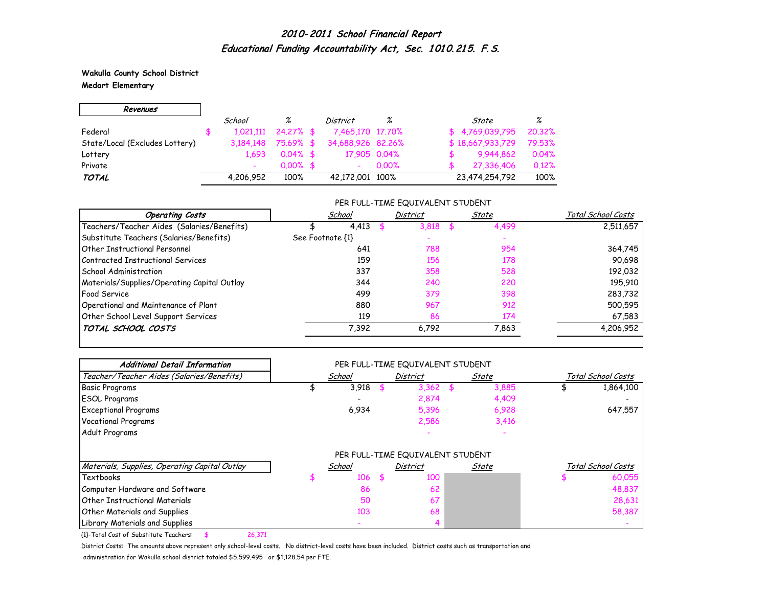# 2010-2011 School Financial Report
## Educational Funding Accountability Act, Sec. 1010.215. F.S.

**Wakulla County School District**
**Medart Elementary**

| Revenues | School | % | District | % | State | % |
|---|---|---|---|---|---|---|
| Federal | $ 1,021,111 | 24.27% | $ 7,465,170 | 17.70% | $ 4,769,039,795 | 20.32% |
| State/Local (Excludes Lottery) | 3,184,148 | 75.69% | $ 34,688,926 | 82.26% | $ 18,667,933,729 | 79.53% |
| Lottery | 1,693 | 0.04% | $ 17,905 | 0.04% | $ 9,944,862 | 0.04% |
| Private | - | 0.00% | $ - | 0.00% | $ 27,336,406 | 0.12% |
| **TOTAL** | 4,206,952 | 100% | 42,172,001 | 100% | 23,474,254,792 | 100% |

PER FULL-TIME EQUIVALENT STUDENT

| Operating Costs | School | District | State | Total School Costs |
|---|---|---|---|---|
| Teachers/Teacher Aides (Salaries/Benefits) | $ 4,413 | $ 3,818 | $ 4,499 | 2,511,657 |
| Substitute Teachers (Salaries/Benefits) | See Footnote {1} | - | - | |
| Other Instructional Personnel | 641 | 788 | 954 | 364,745 |
| Contracted Instructional Services | 159 | 156 | 178 | 90,698 |
| School Administration | 337 | 358 | 528 | 192,032 |
| Materials/Supplies/Operating Capital Outlay | 344 | 240 | 220 | 195,910 |
| Food Service | 499 | 379 | 398 | 283,732 |
| Operational and Maintenance of Plant | 880 | 967 | 912 | 500,595 |
| Other School Level Support Services | 119 | 86 | 174 | 67,583 |
| **TOTAL SCHOOL COSTS** | 7,392 | 6,792 | 7,863 | 4,206,952 |

**Additional Detail Information**

PER FULL-TIME EQUIVALENT STUDENT

| Teacher/Teacher Aides (Salaries/Benefits) | School | District | State | Total School Costs |
|---|---|---|---|---|
| Basic Programs | $ 3,918 | $ 3,362 | $ 3,885 | $ 1,864,100 |
| ESOL Programs | - | 2,874 | 4,409 | - |
| Exceptional Programs | 6,934 | 5,396 | 6,928 | 647,557 |
| Vocational Programs | | 2,586 | 3,416 | |
| Adult Programs | | - | - | |

PER FULL-TIME EQUIVALENT STUDENT

| Materials, Supplies, Operating Capital Outlay | School | District | State | Total School Costs |
|---|---|---|---|---|
| Textbooks | $ 106 | $ 100 | | $ 60,055 |
| Computer Hardware and Software | 86 | 62 | | 48,837 |
| Other Instructional Materials | 50 | 67 | | 28,631 |
| Other Materials and Supplies | 103 | 68 | | 58,387 |
| Library Materials and Supplies | - | 4 | | - |

{1}-Total Cost of Substitute Teachers: $ 26,371

District Costs: The amounts above represent only school-level costs. No district-level costs have been included. District costs such as transportation and administration for Wakulla school district totaled $5,599,495 or $1,128.54 per FTE.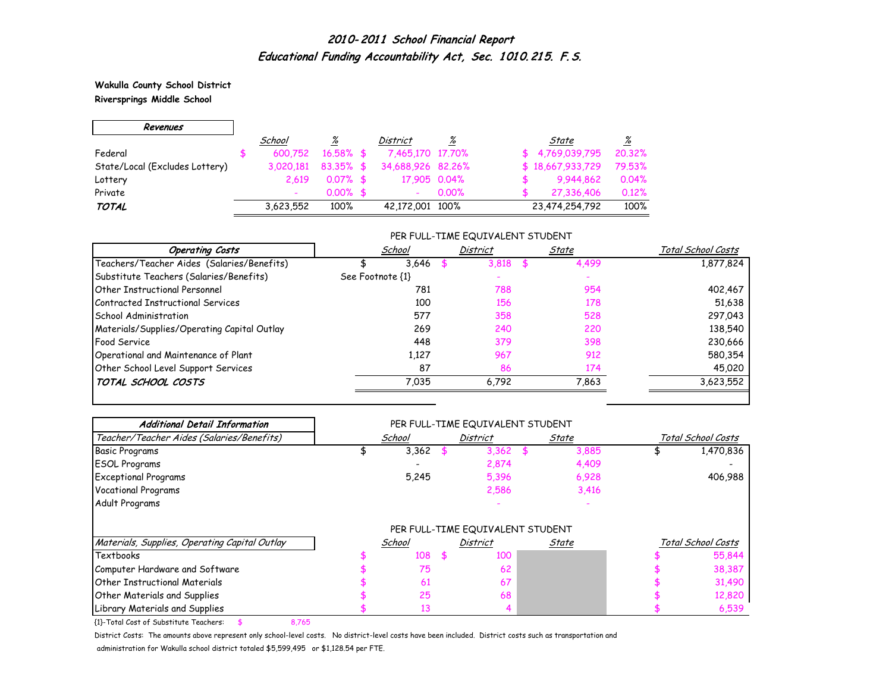# *2010-2011 School Financial Report*
## *Educational Funding Accountability Act, Sec. 1010.215. F.S.*

**Wakulla County School District**
**Riversprings Middle School**

| ***Revenues*** | *School* | *%* | *District* | *%* | *State* | *%* |
|---|---|---|---|---|---|---|
| Federal | $ 600,752 | 16.58% | $ 7,465,170 | 17.70% | $ 4,769,039,795 | 20.32% |
| State/Local (Excludes Lottery) | 3,020,181 | 83.35% | $ 34,688,926 | 82.26% | $ 18,667,933,729 | 79.53% |
| Lottery | 2,619 | 0.07% | $ 17,905 | 0.04% | $ 9,944,862 | 0.04% |
| Private | - | 0.00% | $ - | 0.00% | $ 27,336,406 | 0.12% |
| ***TOTAL*** | 3,623,552 | 100% | 42,172,001 | 100% | 23,474,254,792 | 100% |

PER FULL-TIME EQUIVALENT STUDENT

| ***Operating Costs*** | *School* | *District* | *State* | *Total School Costs* |
|---|---|---|---|---|
| Teachers/Teacher Aides (Salaries/Benefits) | $ 3,646 | $ 3,818 | $ 4,499 | 1,877,824 |
| Substitute Teachers (Salaries/Benefits) | See Footnote {1} | - | - | |
| Other Instructional Personnel | 781 | 788 | 954 | 402,467 |
| Contracted Instructional Services | 100 | 156 | 178 | 51,638 |
| School Administration | 577 | 358 | 528 | 297,043 |
| Materials/Supplies/Operating Capital Outlay | 269 | 240 | 220 | 138,540 |
| Food Service | 448 | 379 | 398 | 230,666 |
| Operational and Maintenance of Plant | 1,127 | 967 | 912 | 580,354 |
| Other School Level Support Services | 87 | 86 | 174 | 45,020 |
| ***TOTAL SCHOOL COSTS*** | 7,035 | 6,792 | 7,863 | 3,623,552 |

PER FULL-TIME EQUIVALENT STUDENT

| ***Additional Detail Information*** *Teacher/Teacher Aides (Salaries/Benefits)* | *School* | *District* | *State* | *Total School Costs* |
|---|---|---|---|---|
| Basic Programs | $ 3,362 | $ 3,362 | $ 3,885 | $ 1,470,836 |
| ESOL Programs | - | 2,874 | 4,409 | - |
| Exceptional Programs | 5,245 | 5,396 | 6,928 | 406,988 |
| Vocational Programs | | 2,586 | 3,416 | |
| Adult Programs | | - | - | |

PER FULL-TIME EQUIVALENT STUDENT

| *Materials, Supplies, Operating Capital Outlay* | *School* | *District* | *State* | *Total School Costs* |
|---|---|---|---|---|
| Textbooks | $ 108 | $ 100 | | $ 55,844 |
| Computer Hardware and Software | $ 75 | 62 | | $ 38,387 |
| Other Instructional Materials | $ 61 | 67 | | $ 31,490 |
| Other Materials and Supplies | $ 25 | 68 | | $ 12,820 |
| Library Materials and Supplies | $ 13 | 4 | | $ 6,539 |

{1}-Total Cost of Substitute Teachers: $ 8,765

District Costs: The amounts above represent only school-level costs. No district-level costs have been included. District costs such as transportation and administration for Wakulla school district totaled $5,599,495 or $1,128.54 per FTE.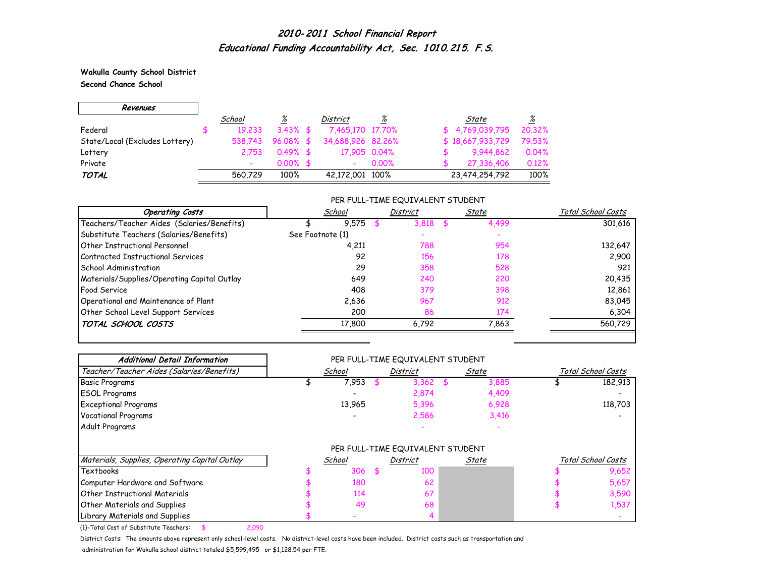# 2010-2011 School Financial Report
## Educational Funding Accountability Act, Sec. 1010.215. F.S.

**Wakulla County School District**
**Second Chance School**

| ***Revenues*** | School | % | District | % | State | % |
|---|---|---|---|---|---|---|
| Federal | $ 19,233 | 3.43% | $ 7,465,170 | 17.70% | $ 4,769,039,795 | 20.32% |
| State/Local (Excludes Lottery) | 538,743 | 96.08% | $ 34,688,926 | 82.26% | $ 18,667,933,729 | 79.53% |
| Lottery | 2,753 | 0.49% | $ 17,905 | 0.04% | $ 9,944,862 | 0.04% |
| Private | - | 0.00% | $ - | 0.00% | $ 27,336,406 | 0.12% |
| ***TOTAL*** | 560,729 | 100% | 42,172,001 | 100% | 23,474,254,792 | 100% |

| ***Operating Costs*** | PER FULL-TIME EQUIVALENT STUDENT School | District | State | Total School Costs |
|---|---|---|---|---|
| Teachers/Teacher Aides (Salaries/Benefits) | $ 9,575 | $ 3,818 | $ 4,499 | 301,616 |
| Substitute Teachers (Salaries/Benefits) | See Footnote {1} | - | - | |
| Other Instructional Personnel | 4,211 | 788 | 954 | 132,647 |
| Contracted Instructional Services | 92 | 156 | 178 | 2,900 |
| School Administration | 29 | 358 | 528 | 921 |
| Materials/Supplies/Operating Capital Outlay | 649 | 240 | 220 | 20,435 |
| Food Service | 408 | 379 | 398 | 12,861 |
| Operational and Maintenance of Plant | 2,636 | 967 | 912 | 83,045 |
| Other School Level Support Services | 200 | 86 | 174 | 6,304 |
| ***TOTAL SCHOOL COSTS*** | 17,800 | 6,792 | 7,863 | 560,729 |

| ***Additional Detail Information*** | PER FULL-TIME EQUIVALENT STUDENT | | | |
|---|---|---|---|---|
| *Teacher/Teacher Aides (Salaries/Benefits)* | School | District | State | Total School Costs |
| Basic Programs | $ 7,953 | $ 3,362 | $ 3,885 | $ 182,913 |
| ESOL Programs | - | 2,874 | 4,409 | - |
| Exceptional Programs | 13,965 | 5,396 | 6,928 | 118,703 |
| Vocational Programs | - | 2,586 | 3,416 | - |
| Adult Programs | | - | - | |

| *Materials, Supplies, Operating Capital Outlay* | PER FULL-TIME EQUIVALENT STUDENT School | District | State | Total School Costs |
|---|---|---|---|---|
| Textbooks | $ 306 | $ 100 | | $ 9,652 |
| Computer Hardware and Software | $ 180 | 62 | | $ 5,657 |
| Other Instructional Materials | $ 114 | 67 | | $ 3,590 |
| Other Materials and Supplies | $ 49 | 68 | | $ 1,537 |
| Library Materials and Supplies | $ - | 4 | | - |

{1}-Total Cost of Substitute Teachers: $ 2,090

District Costs: The amounts above represent only school-level costs. No district-level costs have been included. District costs such as transportation and administration for Wakulla school district totaled $5,599,495 or $1,128.54 per FTE.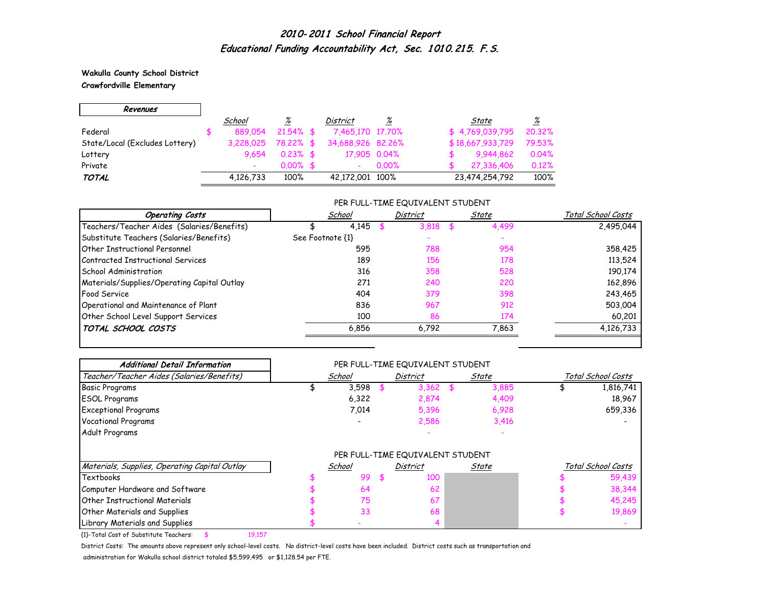## 2010-2011 School Financial Report
## Educational Funding Accountability Act, Sec. 1010.215. F.S.

**Wakulla County School District**
**Crawfordville Elementary**

| Revenues | School | % | District | % | State | % |
|---|---|---|---|---|---|---|
| Federal | $ 889,054 | 21.54% | $ 7,465,170 | 17.70% | $ 4,769,039,795 | 20.32% |
| State/Local (Excludes Lottery) | 3,228,025 | 78.22% | $ 34,688,926 | 82.26% | $ 18,667,933,729 | 79.53% |
| Lottery | 9,654 | 0.23% | $ 17,905 | 0.04% | $ 9,944,862 | 0.04% |
| Private | - | 0.00% | $ - | 0.00% | $ 27,336,406 | 0.12% |
| ***TOTAL*** | 4,126,733 | 100% | 42,172,001 | 100% | 23,474,254,792 | 100% |

| Operating Costs | School (PER FULL-TIME EQUIVALENT STUDENT) | District (PER FULL-TIME EQUIVALENT STUDENT) | State (PER FULL-TIME EQUIVALENT STUDENT) | Total School Costs |
|---|---|---|---|---|
| Teachers/Teacher Aides (Salaries/Benefits) | $ 4,145 | $ 3,818 | $ 4,499 | 2,495,044 |
| Substitute Teachers (Salaries/Benefits) | See Footnote {1} | - | - | |
| Other Instructional Personnel | 595 | 788 | 954 | 358,425 |
| Contracted Instructional Services | 189 | 156 | 178 | 113,524 |
| School Administration | 316 | 358 | 528 | 190,174 |
| Materials/Supplies/Operating Capital Outlay | 271 | 240 | 220 | 162,896 |
| Food Service | 404 | 379 | 398 | 243,465 |
| Operational and Maintenance of Plant | 836 | 967 | 912 | 503,004 |
| Other School Level Support Services | 100 | 86 | 174 | 60,201 |
| ***TOTAL SCHOOL COSTS*** | 6,856 | 6,792 | 7,863 | 4,126,733 |

***Additional Detail Information***

| Teacher/Teacher Aides (Salaries/Benefits) | School (PER FULL-TIME EQUIVALENT STUDENT) | District (PER FULL-TIME EQUIVALENT STUDENT) | State (PER FULL-TIME EQUIVALENT STUDENT) | Total School Costs |
|---|---|---|---|---|
| Basic Programs | $ 3,598 | $ 3,362 | $ 3,885 | $ 1,816,741 |
| ESOL Programs | 6,322 | 2,874 | 4,409 | 18,967 |
| Exceptional Programs | 7,014 | 5,396 | 6,928 | 659,336 |
| Vocational Programs | - | 2,586 | 3,416 | - |
| Adult Programs | | - | - | |

| Materials, Supplies, Operating Capital Outlay | School (PER FULL-TIME EQUIVALENT STUDENT) | District (PER FULL-TIME EQUIVALENT STUDENT) | State (PER FULL-TIME EQUIVALENT STUDENT) | Total School Costs |
|---|---|---|---|---|
| Textbooks | $ 99 | $ 100 | | $ 59,439 |
| Computer Hardware and Software | $ 64 | 62 | | $ 38,344 |
| Other Instructional Materials | $ 75 | 67 | | $ 45,245 |
| Other Materials and Supplies | $ 33 | 68 | | $ 19,869 |
| Library Materials and Supplies | $ - | 4 | | - |

{1}-Total Cost of Substitute Teachers: $ 19,157

District Costs: The amounts above represent only school-level costs. No district-level costs have been included. District costs such as transportation and administration for Wakulla school district totaled $5,599,495 or $1,128.54 per FTE.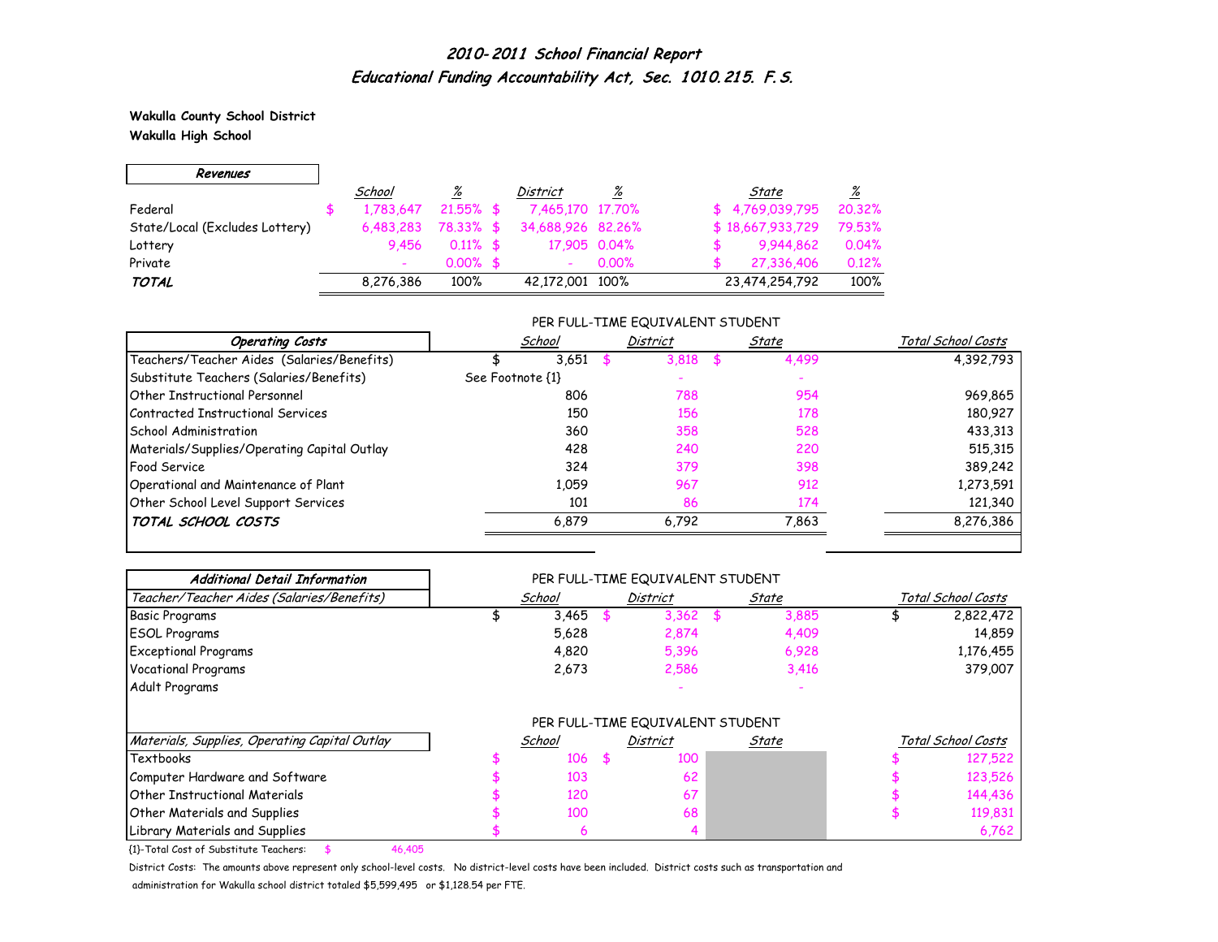# *2010-2011 School Financial Report*
# *Educational Funding Accountability Act, Sec. 1010.215. F.S.*

**Wakulla County School District**
**Wakulla High School**

| *Revenues* | *School* | *%* | *District* | *%* | *State* | *%* |
|---|---|---|---|---|---|---|
| Federal | $ 1,783,647 | 21.55% | $ 7,465,170 | 17.70% | $ 4,769,039,795 | 20.32% |
| State/Local (Excludes Lottery) | 6,483,283 | 78.33% | $ 34,688,926 | 82.26% | $ 18,667,933,729 | 79.53% |
| Lottery | 9,456 | 0.11% | $ 17,905 | 0.04% | $ 9,944,862 | 0.04% |
| Private | - | 0.00% | $ - | 0.00% | $ 27,336,406 | 0.12% |
| ***TOTAL*** | 8,276,386 | 100% | 42,172,001 | 100% | 23,474,254,792 | 100% |

| *Operating Costs* | PER FULL-TIME EQUIVALENT STUDENT *School* | *District* | *State* | *Total School Costs* |
|---|---|---|---|---|
| Teachers/Teacher Aides (Salaries/Benefits) | $ 3,651 | $ 3,818 | $ 4,499 | 4,392,793 |
| Substitute Teachers (Salaries/Benefits) | See Footnote {1} | - | - | |
| Other Instructional Personnel | 806 | 788 | 954 | 969,865 |
| Contracted Instructional Services | 150 | 156 | 178 | 180,927 |
| School Administration | 360 | 358 | 528 | 433,313 |
| Materials/Supplies/Operating Capital Outlay | 428 | 240 | 220 | 515,315 |
| Food Service | 324 | 379 | 398 | 389,242 |
| Operational and Maintenance of Plant | 1,059 | 967 | 912 | 1,273,591 |
| Other School Level Support Services | 101 | 86 | 174 | 121,340 |
| ***TOTAL SCHOOL COSTS*** | 6,879 | 6,792 | 7,863 | 8,276,386 |

| *Additional Detail Information* | PER FULL-TIME EQUIVALENT STUDENT | | | |
|---|---|---|---|---|
| *Teacher/Teacher Aides (Salaries/Benefits)* | *School* | *District* | *State* | *Total School Costs* |
| Basic Programs | $ 3,465 | $ 3,362 | $ 3,885 | $ 2,822,472 |
| ESOL Programs | 5,628 | 2,874 | 4,409 | 14,859 |
| Exceptional Programs | 4,820 | 5,396 | 6,928 | 1,176,455 |
| Vocational Programs | 2,673 | 2,586 | 3,416 | 379,007 |
| Adult Programs | | - | - | |

| *Materials, Supplies, Operating Capital Outlay* | PER FULL-TIME EQUIVALENT STUDENT *School* | *District* | *State* | *Total School Costs* |
|---|---|---|---|---|
| Textbooks | $ 106 | $ 100 | | $ 127,522 |
| Computer Hardware and Software | $ 103 | 62 | | $ 123,526 |
| Other Instructional Materials | $ 120 | 67 | | $ 144,436 |
| Other Materials and Supplies | $ 100 | 68 | | $ 119,831 |
| Library Materials and Supplies | $ 6 | 4 | | 6,762 |

{1}-Total Cost of Substitute Teachers: $ 46,405

District Costs: The amounts above represent only school-level costs. No district-level costs have been included. District costs such as transportation and administration for Wakulla school district totaled $5,599,495 or $1,128.54 per FTE.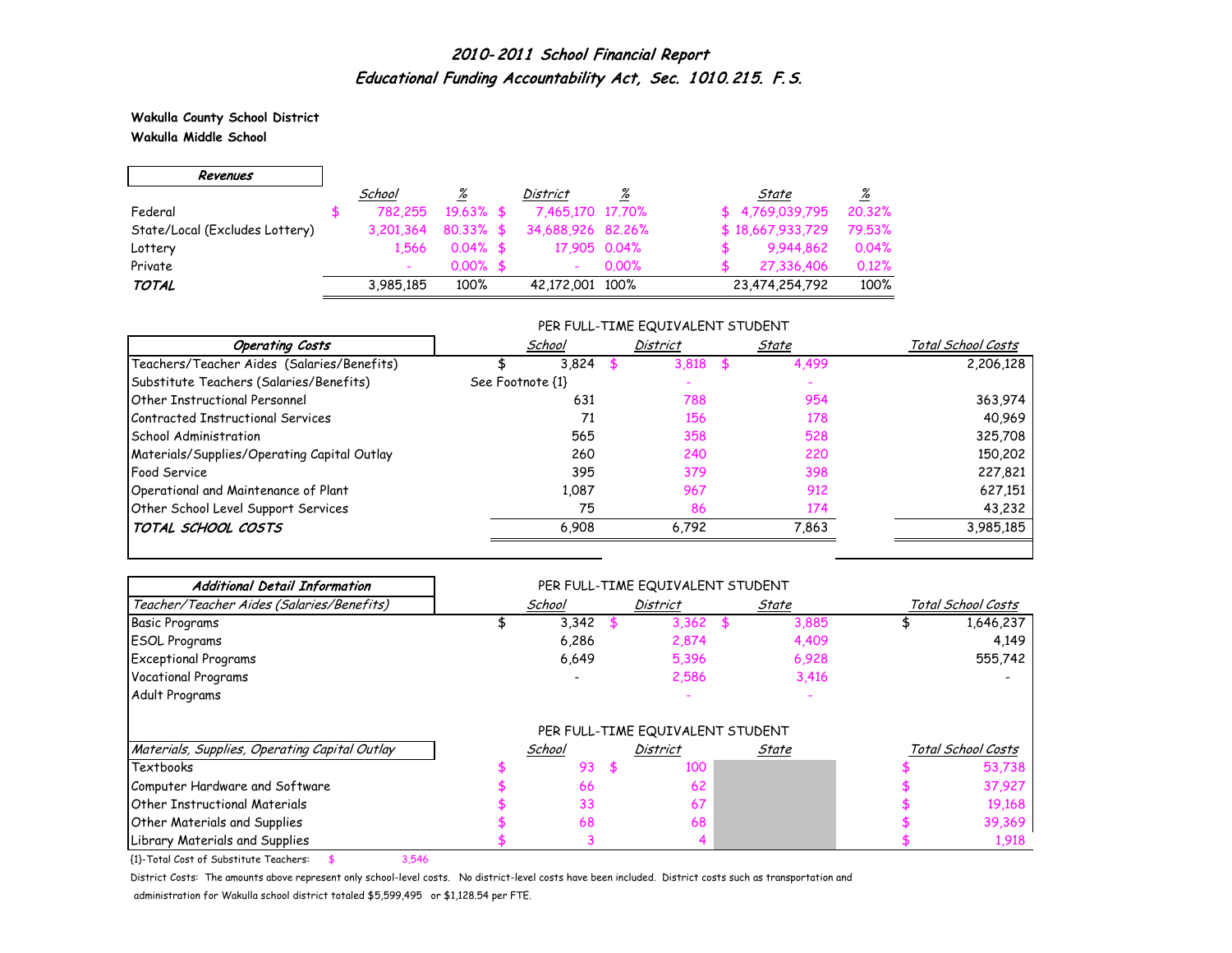# 2010-2011 School Financial Report
## Educational Funding Accountability Act, Sec. 1010.215. F.S.

**Wakulla County School District**
**Wakulla Middle School**

| *Revenues* | *School* | *%* | *District* | *%* | *State* | *%* |
|---|---|---|---|---|---|---|
| Federal | $ 782,255 | 19.63% | $ 7,465,170 | 17.70% | $ 4,769,039,795 | 20.32% |
| State/Local (Excludes Lottery) | 3,201,364 | 80.33% | $ 34,688,926 | 82.26% | $ 18,667,933,729 | 79.53% |
| Lottery | 1,566 | 0.04% | $ 17,905 | 0.04% | $ 9,944,862 | 0.04% |
| Private | - | 0.00% | $ - | 0.00% | $ 27,336,406 | 0.12% |
| ***TOTAL*** | 3,985,185 | 100% | 42,172,001 | 100% | 23,474,254,792 | 100% |

PER FULL-TIME EQUIVALENT STUDENT

| *Operating Costs* | *School* | *District* | *State* | *Total School Costs* |
|---|---|---|---|---|
| Teachers/Teacher Aides (Salaries/Benefits) | $ 3,824 | $ 3,818 | $ 4,499 | 2,206,128 |
| Substitute Teachers (Salaries/Benefits) | See Footnote {1} | - | - | |
| Other Instructional Personnel | 631 | 788 | 954 | 363,974 |
| Contracted Instructional Services | 71 | 156 | 178 | 40,969 |
| School Administration | 565 | 358 | 528 | 325,708 |
| Materials/Supplies/Operating Capital Outlay | 260 | 240 | 220 | 150,202 |
| Food Service | 395 | 379 | 398 | 227,821 |
| Operational and Maintenance of Plant | 1,087 | 967 | 912 | 627,151 |
| Other School Level Support Services | 75 | 86 | 174 | 43,232 |
| ***TOTAL SCHOOL COSTS*** | 6,908 | 6,792 | 7,863 | 3,985,185 |

PER FULL-TIME EQUIVALENT STUDENT

| *Additional Detail Information* / *Teacher/Teacher Aides (Salaries/Benefits)* | *School* | *District* | *State* | *Total School Costs* |
|---|---|---|---|---|
| Basic Programs | $ 3,342 | $ 3,362 | $ 3,885 | $ 1,646,237 |
| ESOL Programs | 6,286 | 2,874 | 4,409 | 4,149 |
| Exceptional Programs | 6,649 | 5,396 | 6,928 | 555,742 |
| Vocational Programs | - | 2,586 | 3,416 | - |
| Adult Programs | | - | - | |

PER FULL-TIME EQUIVALENT STUDENT

| *Materials, Supplies, Operating Capital Outlay* | *School* | *District* | *State* | *Total School Costs* |
|---|---|---|---|---|
| Textbooks | $ 93 | $ 100 | | $ 53,738 |
| Computer Hardware and Software | $ 66 | 62 | | $ 37,927 |
| Other Instructional Materials | $ 33 | 67 | | $ 19,168 |
| Other Materials and Supplies | $ 68 | 68 | | $ 39,369 |
| Library Materials and Supplies | $ 3 | 4 | | $ 1,918 |

{1}-Total Cost of Substitute Teachers: $ 3,546

District Costs: The amounts above represent only school-level costs. No district-level costs have been included. District costs such as transportation and administration for Wakulla school district totaled $5,599,495 or $1,128.54 per FTE.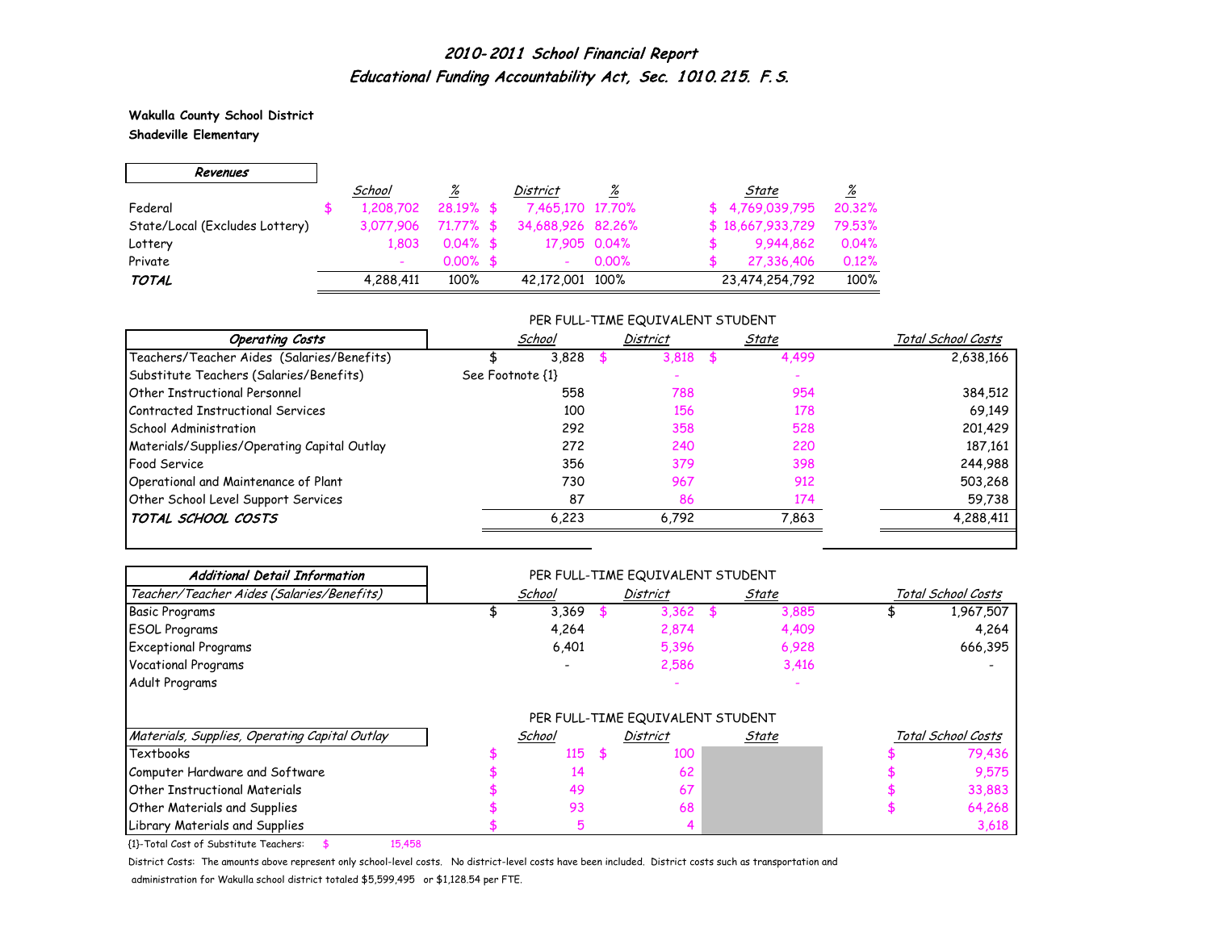# 2010-2011 School Financial Report

## Educational Funding Accountability Act, Sec. 1010.215. F.S.

**Wakulla County School District**
**Shadeville Elementary**

| *Revenues* | School | % | District | % | State | % |
|---|---|---|---|---|---|---|
| Federal | $ 1,208,702 | 28.19% | $ 7,465,170 | 17.70% | $ 4,769,039,795 | 20.32% |
| State/Local (Excludes Lottery) | 3,077,906 | 71.77% | $ 34,688,926 | 82.26% | $ 18,667,933,729 | 79.53% |
| Lottery | 1,803 | 0.04% | $ 17,905 | 0.04% | $ 9,944,862 | 0.04% |
| Private | - | 0.00% | $ - | 0.00% | $ 27,336,406 | 0.12% |
| ***TOTAL*** | 4,288,411 | 100% | 42,172,001 | 100% | 23,474,254,792 | 100% |

PER FULL-TIME EQUIVALENT STUDENT

| *Operating Costs* | School | District | State | Total School Costs |
|---|---|---|---|---|
| Teachers/Teacher Aides (Salaries/Benefits) | $ 3,828 | $ 3,818 | $ 4,499 | 2,638,166 |
| Substitute Teachers (Salaries/Benefits) | See Footnote {1} | - | - | |
| Other Instructional Personnel | 558 | 788 | 954 | 384,512 |
| Contracted Instructional Services | 100 | 156 | 178 | 69,149 |
| School Administration | 292 | 358 | 528 | 201,429 |
| Materials/Supplies/Operating Capital Outlay | 272 | 240 | 220 | 187,161 |
| Food Service | 356 | 379 | 398 | 244,988 |
| Operational and Maintenance of Plant | 730 | 967 | 912 | 503,268 |
| Other School Level Support Services | 87 | 86 | 174 | 59,738 |
| ***TOTAL SCHOOL COSTS*** | 6,223 | 6,792 | 7,863 | 4,288,411 |

PER FULL-TIME EQUIVALENT STUDENT

| *Additional Detail Information* — *Teacher/Teacher Aides (Salaries/Benefits)* | School | District | State | Total School Costs |
|---|---|---|---|---|
| Basic Programs | $ 3,369 | $ 3,362 | $ 3,885 | $ 1,967,507 |
| ESOL Programs | 4,264 | 2,874 | 4,409 | 4,264 |
| Exceptional Programs | 6,401 | 5,396 | 6,928 | 666,395 |
| Vocational Programs | - | 2,586 | 3,416 | - |
| Adult Programs | | - | - | |

PER FULL-TIME EQUIVALENT STUDENT

| *Materials, Supplies, Operating Capital Outlay* | School | District | State | Total School Costs |
|---|---|---|---|---|
| Textbooks | $ 115 | $ 100 | | $ 79,436 |
| Computer Hardware and Software | $ 14 | 62 | | $ 9,575 |
| Other Instructional Materials | $ 49 | 67 | | $ 33,883 |
| Other Materials and Supplies | $ 93 | 68 | | $ 64,268 |
| Library Materials and Supplies | $ 5 | 4 | | 3,618 |

{1}-Total Cost of Substitute Teachers: $ 15,458

District Costs: The amounts above represent only school-level costs. No district-level costs have been included. District costs such as transportation and administration for Wakulla school district totaled $5,599,495 or $1,128.54 per FTE.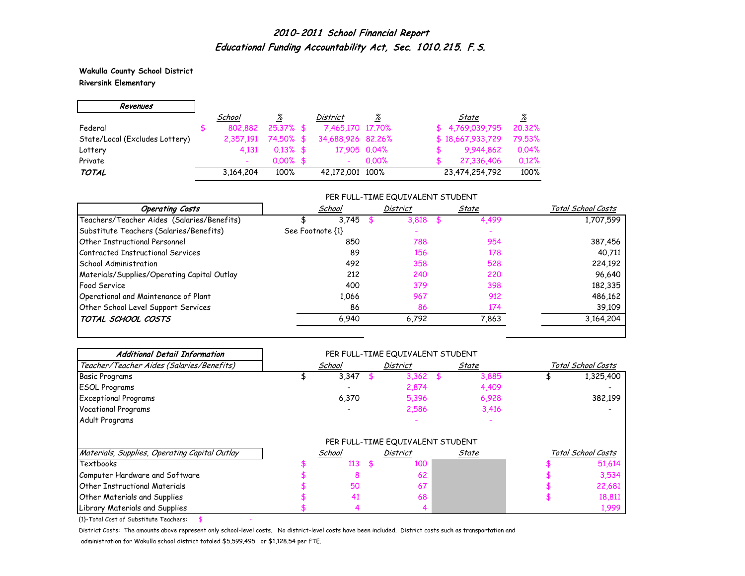# *2010-2011 School Financial Report*
## *Educational Funding Accountability Act, Sec. 1010.215. F.S.*

**Wakulla County School District**
**Riversink Elementary**

| *Revenues* | *School* | *%* | *District* | *%* | *State* | *%* |
|---|---|---|---|---|---|---|
| Federal | $ 802,882 | 25.37% | $ 7,465,170 | 17.70% | $ 4,769,039,795 | 20.32% |
| State/Local (Excludes Lottery) | 2,357,191 | 74.50% | $ 34,688,926 | 82.26% | $ 18,667,933,729 | 79.53% |
| Lottery | 4,131 | 0.13% | $ 17,905 | 0.04% | $ 9,944,862 | 0.04% |
| Private | - | 0.00% | $ - | 0.00% | $ 27,336,406 | 0.12% |
| ***TOTAL*** | 3,164,204 | 100% | 42,172,001 | 100% | 23,474,254,792 | 100% |

PER FULL-TIME EQUIVALENT STUDENT

| *Operating Costs* | *School* | *District* | *State* | *Total School Costs* |
|---|---|---|---|---|
| Teachers/Teacher Aides (Salaries/Benefits) | $ 3,745 | $ 3,818 | $ 4,499 | 1,707,599 |
| Substitute Teachers (Salaries/Benefits) | See Footnote {1} | - | - | |
| Other Instructional Personnel | 850 | 788 | 954 | 387,456 |
| Contracted Instructional Services | 89 | 156 | 178 | 40,711 |
| School Administration | 492 | 358 | 528 | 224,192 |
| Materials/Supplies/Operating Capital Outlay | 212 | 240 | 220 | 96,640 |
| Food Service | 400 | 379 | 398 | 182,335 |
| Operational and Maintenance of Plant | 1,066 | 967 | 912 | 486,162 |
| Other School Level Support Services | 86 | 86 | 174 | 39,109 |
| ***TOTAL SCHOOL COSTS*** | 6,940 | 6,792 | 7,863 | 3,164,204 |

*Additional Detail Information*

PER FULL-TIME EQUIVALENT STUDENT

| *Teacher/Teacher Aides (Salaries/Benefits)* | *School* | *District* | *State* | *Total School Costs* |
|---|---|---|---|---|
| Basic Programs | $ 3,347 | $ 3,362 | $ 3,885 | $ 1,325,400 |
| ESOL Programs | - | 2,874 | 4,409 | - |
| Exceptional Programs | 6,370 | 5,396 | 6,928 | 382,199 |
| Vocational Programs | - | 2,586 | 3,416 | - |
| Adult Programs | | - | - | |

PER FULL-TIME EQUIVALENT STUDENT

| *Materials, Supplies, Operating Capital Outlay* | *School* | *District* | *State* | *Total School Costs* |
|---|---|---|---|---|
| Textbooks | $ 113 | $ 100 | | $ 51,614 |
| Computer Hardware and Software | $ 8 | 62 | | $ 3,534 |
| Other Instructional Materials | $ 50 | 67 | | $ 22,681 |
| Other Materials and Supplies | $ 41 | 68 | | $ 18,811 |
| Library Materials and Supplies | $ 4 | 4 | | 1,999 |

{1}-Total Cost of Substitute Teachers: $ -

District Costs: The amounts above represent only school-level costs. No district-level costs have been included. District costs such as transportation and administration for Wakulla school district totaled $5,599,495 or $1,128.54 per FTE.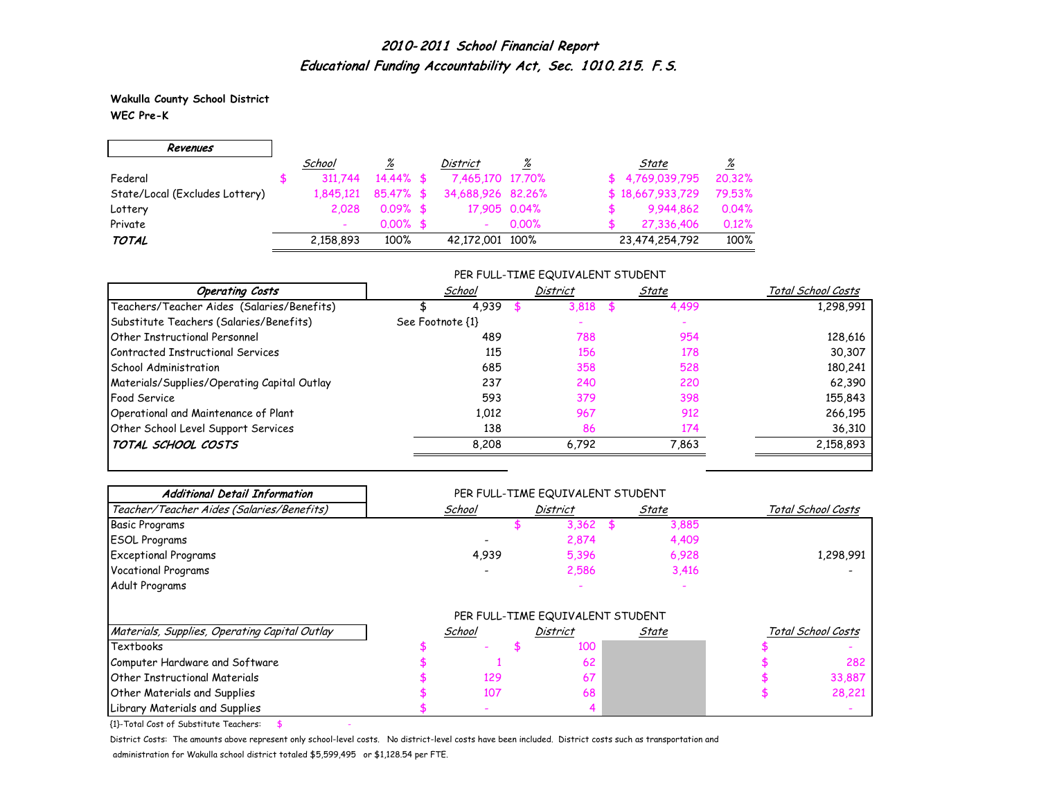# *2010-2011 School Financial Report*
## *Educational Funding Accountability Act, Sec. 1010.215. F.S.*

**Wakulla County School District**
**WEC Pre-K**

| *Revenues* | *School* | *%* | *District* | *%* | *State* | *%* |
|---|---|---|---|---|---|---|
| Federal | $ 311,744 | 14.44% | $ 7,465,170 | 17.70% | $ 4,769,039,795 | 20.32% |
| State/Local (Excludes Lottery) | 1,845,121 | 85.47% | $ 34,688,926 | 82.26% | $ 18,667,933,729 | 79.53% |
| Lottery | 2,028 | 0.09% | $ 17,905 | 0.04% | $ 9,944,862 | 0.04% |
| Private | - | 0.00% | $ - | 0.00% | $ 27,336,406 | 0.12% |
| ***TOTAL*** | 2,158,893 | 100% | 42,172,001 | 100% | 23,474,254,792 | 100% |

PER FULL-TIME EQUIVALENT STUDENT

| *Operating Costs* | *School* | *District* | *State* | *Total School Costs* |
|---|---|---|---|---|
| Teachers/Teacher Aides (Salaries/Benefits) | $ 4,939 | $ 3,818 | $ 4,499 | 1,298,991 |
| Substitute Teachers (Salaries/Benefits) | See Footnote {1} | - | - | |
| Other Instructional Personnel | 489 | 788 | 954 | 128,616 |
| Contracted Instructional Services | 115 | 156 | 178 | 30,307 |
| School Administration | 685 | 358 | 528 | 180,241 |
| Materials/Supplies/Operating Capital Outlay | 237 | 240 | 220 | 62,390 |
| Food Service | 593 | 379 | 398 | 155,843 |
| Operational and Maintenance of Plant | 1,012 | 967 | 912 | 266,195 |
| Other School Level Support Services | 138 | 86 | 174 | 36,310 |
| ***TOTAL SCHOOL COSTS*** | 8,208 | 6,792 | 7,863 | 2,158,893 |

***Additional Detail Information***

PER FULL-TIME EQUIVALENT STUDENT

| *Teacher/Teacher Aides (Salaries/Benefits)* | *School* | *District* | *State* | *Total School Costs* |
|---|---|---|---|---|
| Basic Programs | | $ 3,362 | $ 3,885 | |
| ESOL Programs | - | 2,874 | 4,409 | |
| Exceptional Programs | 4,939 | 5,396 | 6,928 | 1,298,991 |
| Vocational Programs | - | 2,586 | 3,416 | - |
| Adult Programs | | - | - | |

PER FULL-TIME EQUIVALENT STUDENT

| *Materials, Supplies, Operating Capital Outlay* | *School* | *District* | *State* | *Total School Costs* |
|---|---|---|---|---|
| Textbooks | $ - | $ 100 | | $ - |
| Computer Hardware and Software | $ 1 | 62 | | $ 282 |
| Other Instructional Materials | $ 129 | 67 | | $ 33,887 |
| Other Materials and Supplies | $ 107 | 68 | | $ 28,221 |
| Library Materials and Supplies | $ - | 4 | | - |

{1}-Total Cost of Substitute Teachers: $ -

District Costs: The amounts above represent only school-level costs. No district-level costs have been included. District costs such as transportation and administration for Wakulla school district totaled $5,599,495 or $1,128.54 per FTE.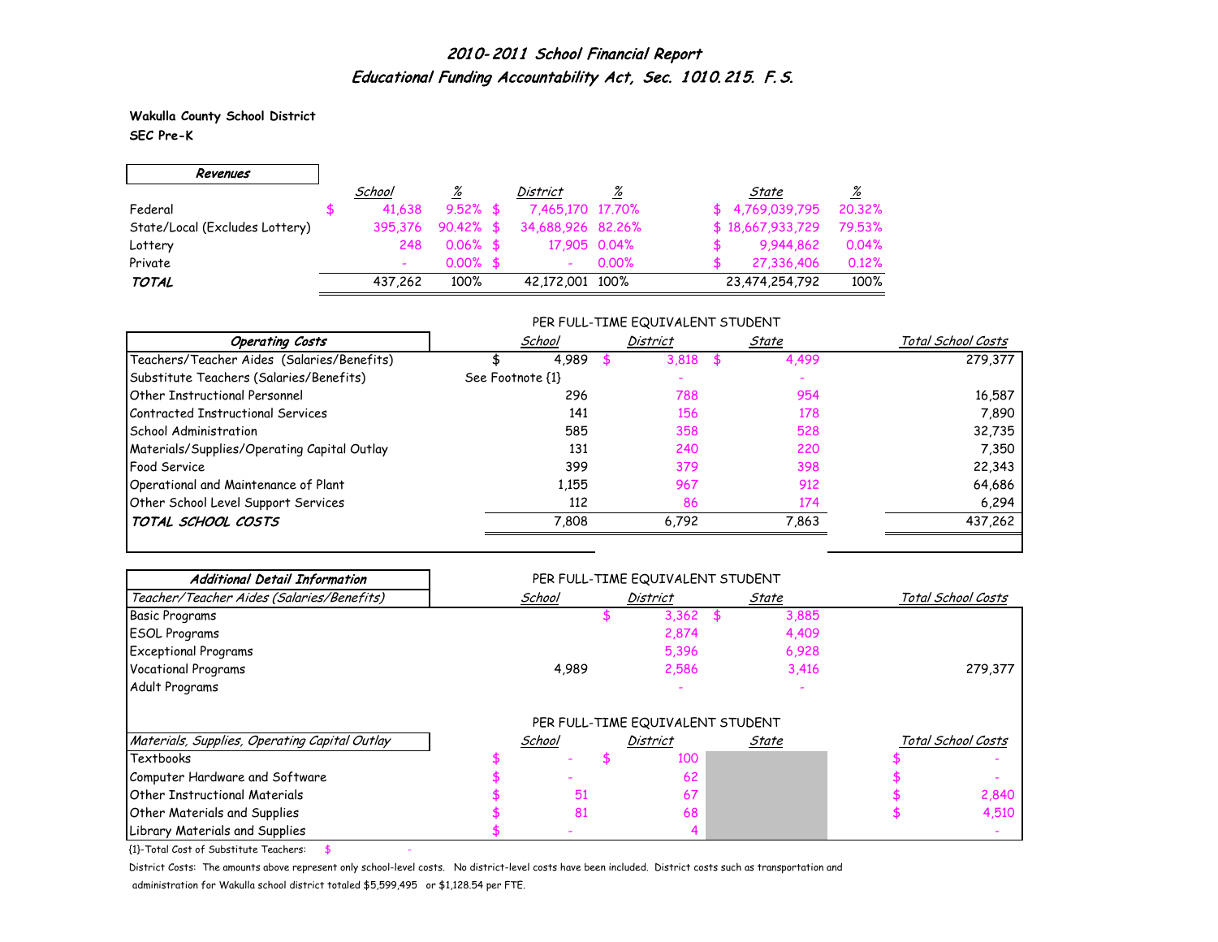# *2010-2011 School Financial Report*
## *Educational Funding Accountability Act, Sec. 1010.215. F.S.*

**Wakulla County School District**
**SEC Pre-K**

| Revenues | School | % | District | % | State | % |
|---|---|---|---|---|---|---|
| Federal | $ 41,638 | 9.52% | $ 7,465,170 | 17.70% | $ 4,769,039,795 | 20.32% |
| State/Local (Excludes Lottery) | 395,376 | 90.42% | $ 34,688,926 | 82.26% | $ 18,667,933,729 | 79.53% |
| Lottery | 248 | 0.06% | $ 17,905 | 0.04% | $ 9,944,862 | 0.04% |
| Private | - | 0.00% | $ - | 0.00% | $ 27,336,406 | 0.12% |
| ***TOTAL*** | 437,262 | 100% | 42,172,001 | 100% | 23,474,254,792 | 100% |

PER FULL-TIME EQUIVALENT STUDENT

| Operating Costs | School | District | State | Total School Costs |
|---|---|---|---|---|
| Teachers/Teacher Aides (Salaries/Benefits) | $ 4,989 | $ 3,818 | $ 4,499 | 279,377 |
| Substitute Teachers (Salaries/Benefits) | See Footnote {1} | - | - | |
| Other Instructional Personnel | 296 | 788 | 954 | 16,587 |
| Contracted Instructional Services | 141 | 156 | 178 | 7,890 |
| School Administration | 585 | 358 | 528 | 32,735 |
| Materials/Supplies/Operating Capital Outlay | 131 | 240 | 220 | 7,350 |
| Food Service | 399 | 379 | 398 | 22,343 |
| Operational and Maintenance of Plant | 1,155 | 967 | 912 | 64,686 |
| Other School Level Support Services | 112 | 86 | 174 | 6,294 |
| ***TOTAL SCHOOL COSTS*** | 7,808 | 6,792 | 7,863 | 437,262 |

**Additional Detail Information**

PER FULL-TIME EQUIVALENT STUDENT

| Teacher/Teacher Aides (Salaries/Benefits) | School | District | State | Total School Costs |
|---|---|---|---|---|
| Basic Programs | | $ 3,362 | $ 3,885 | |
| ESOL Programs | | 2,874 | 4,409 | |
| Exceptional Programs | | 5,396 | 6,928 | |
| Vocational Programs | 4,989 | 2,586 | 3,416 | 279,377 |
| Adult Programs | | - | - | |

PER FULL-TIME EQUIVALENT STUDENT

| Materials, Supplies, Operating Capital Outlay | School | District | State | Total School Costs |
|---|---|---|---|---|
| Textbooks | $ - | $ 100 | | $ - |
| Computer Hardware and Software | $ - | 62 | | $ - |
| Other Instructional Materials | $ 51 | 67 | | $ 2,840 |
| Other Materials and Supplies | $ 81 | 68 | | $ 4,510 |
| Library Materials and Supplies | $ - | 4 | | - |

{1}-Total Cost of Substitute Teachers: $ -

District Costs: The amounts above represent only school-level costs. No district-level costs have been included. District costs such as transportation and administration for Wakulla school district totaled $5,599,495 or $1,128.54 per FTE.